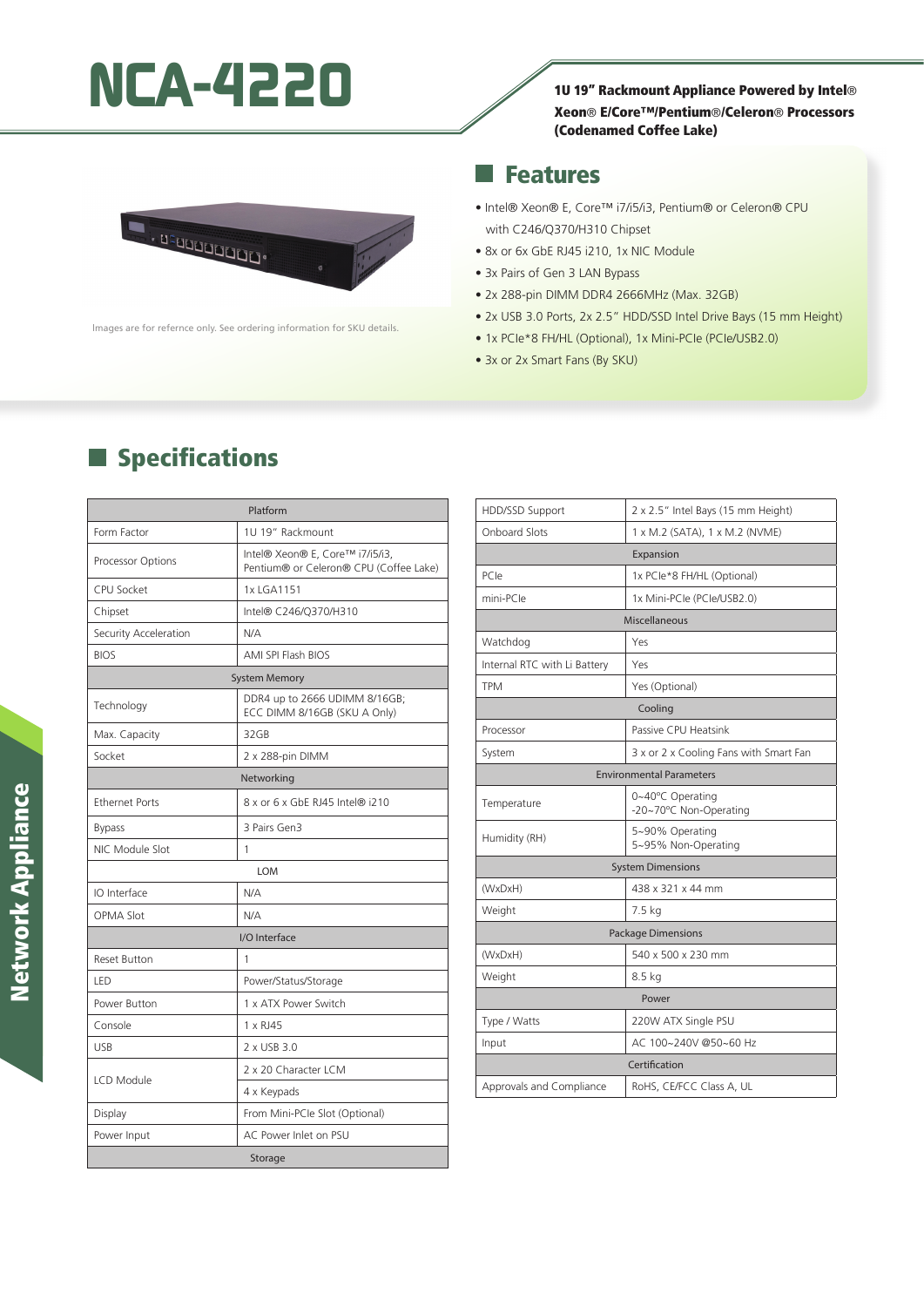# NCA-4220

**1U 19" Rackmount Appliance Powered by Intel® Xeon® E/Core™/Pentium®/Celeron® Processors (Codenamed Coffee Lake)**

Images are for refernce only. See ordering information for SKU details.

## Features

- Intel® Xeon® E, Core™ i7/i5/i3, Pentium® or Celeron® CPU with C246/Q370/H310 Chipset
- 8x or 6x GbE RJ45 i210, 1x NIC Module
- 3x Pairs of Gen 3 LAN Bypass
- 2x 288-pin DIMM DDR4 2666MHz (Max. 32GB)
- 2x USB 3.0 Ports, 2x 2.5" HDD/SSD Intel Drive Bays (15 mm Height)
- 1x PCIe*8 FH/HL (Optional), 1x Mini-PCIe (PCIe/USB2.0)
- 3x or 2x Smart Fans (By SKU)

## Specifications

| Platform | |
|---|---|
| Form Factor | 1U 19" Rackmount |
| Processor Options | Intel® Xeon® E, Core™ i7/i5/i3, Pentium® or Celeron® CPU (Coffee Lake) |
| CPU Socket | 1x LGA1151 |
| Chipset | Intel® C246/Q370/H310 |
| Security Acceleration | N/A |
| BIOS | AMI SPI Flash BIOS |
| **System Memory** | |
| Technology | DDR4 up to 2666 UDIMM 8/16GB; ECC DIMM 8/16GB (SKU A Only) |
| Max. Capacity | 32GB |
| Socket | 2 x 288-pin DIMM |
| **Networking** | |
| Ethernet Ports | 8 x or 6 x GbE RJ45 Intel® i210 |
| Bypass | 3 Pairs Gen3 |
| NIC Module Slot | 1 |
| **LOM** | |
| IO Interface | N/A |
| OPMA Slot | N/A |
| **I/O Interface** | |
| Reset Button | 1 |
| LED | Power/Status/Storage |
| Power Button | 1 x ATX Power Switch |
| Console | 1 x RJ45 |
| USB | 2 x USB 3.0 |
| LCD Module | 2 x 20 Character LCM |
| | 4 x Keypads |
| Display | From Mini-PCIe Slot (Optional) |
| Power Input | AC Power Inlet on PSU |
| **Storage** | |
| HDD/SSD Support | 2 x 2.5" Intel Bays (15 mm Height) |
| Onboard Slots | 1 x M.2 (SATA), 1 x M.2 (NVME) |
| **Expansion** | |
| PCIe | 1x PCIe*8 FH/HL (Optional) |
| mini-PCIe | 1x Mini-PCIe (PCIe/USB2.0) |
| **Miscellaneous** | |
| Watchdog | Yes |
| Internal RTC with Li Battery | Yes |
| TPM | Yes (Optional) |
| **Cooling** | |
| Processor | Passive CPU Heatsink |
| System | 3 x or 2 x Cooling Fans with Smart Fan |
| **Environmental Parameters** | |
| Temperature | 0~40ºC Operating<br>-20~70ºC Non-Operating |
| Humidity (RH) | 5~90% Operating<br>5~95% Non-Operating |
| **System Dimensions** | |
| (WxDxH) | 438 x 321 x 44 mm |
| Weight | 7.5 kg |
| **Package Dimensions** | |
| (WxDxH) | 540 x 500 x 230 mm |
| Weight | 8.5 kg |
| **Power** | |
| Type / Watts | 220W ATX Single PSU |
| Input | AC 100~240V @50~60 Hz |
| **Certification** | |
| Approvals and Compliance | RoHS, CE/FCC Class A, UL |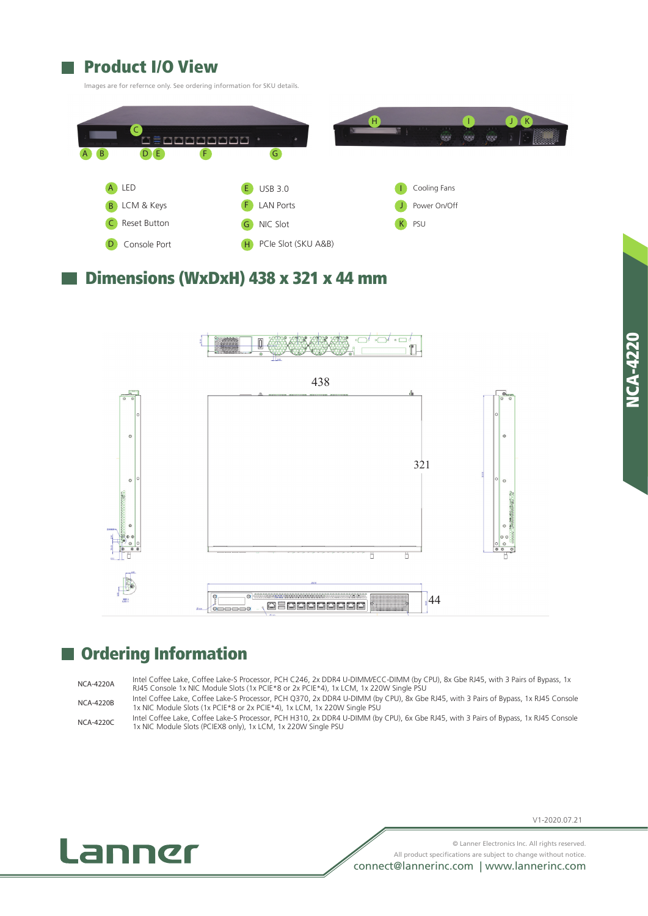## Product I/O View

Images are for refernce only. See ordering information for SKU details.

- A LED
- B LCM & Keys
- C Reset Button
- D Console Port
- E USB 3.0
- F LAN Ports
- G NIC Slot
- H PCIe Slot (SKU A&B)
- I Cooling Fans
- J Power On/Off
- K PSU

## Dimensions (WxDxH) 438 x 321 x 44 mm

438

321

44

## Ordering Information

| | |
|---|---|
| NCA-4220A | Intel Coffee Lake, Coffee Lake-S Processor, PCH C246, 2x DDR4 U-DIMM/ECC-DIMM (by CPU), 8x Gbe RJ45, with 3 Pairs of Bypass, 1x RJ45 Console 1x NIC Module Slots (1x PCIE*8 or 2x PCIE*4), 1x LCM, 1x 220W Single PSU |
| NCA-4220B | Intel Coffee Lake, Coffee Lake-S Processor, PCH Q370, 2x DDR4 U-DIMM (by CPU), 8x Gbe RJ45, with 3 Pairs of Bypass, 1x RJ45 Console 1x NIC Module Slots (1x PCIE*8 or 2x PCIE*4), 1x LCM, 1x 220W Single PSU |
| NCA-4220C | Intel Coffee Lake, Coffee Lake-S Processor, PCH H310, 2x DDR4 U-DIMM (by CPU), 6x Gbe RJ45, with 3 Pairs of Bypass, 1x RJ45 Console 1x NIC Module Slots (PCIEX8 only), 1x LCM, 1x 220W Single PSU |

V1-2020.07.21

© Lanner Electronics Inc. All rights reserved.
All product specifications are subject to change without notice.
connect@lannerinc.com | www.lannerinc.com